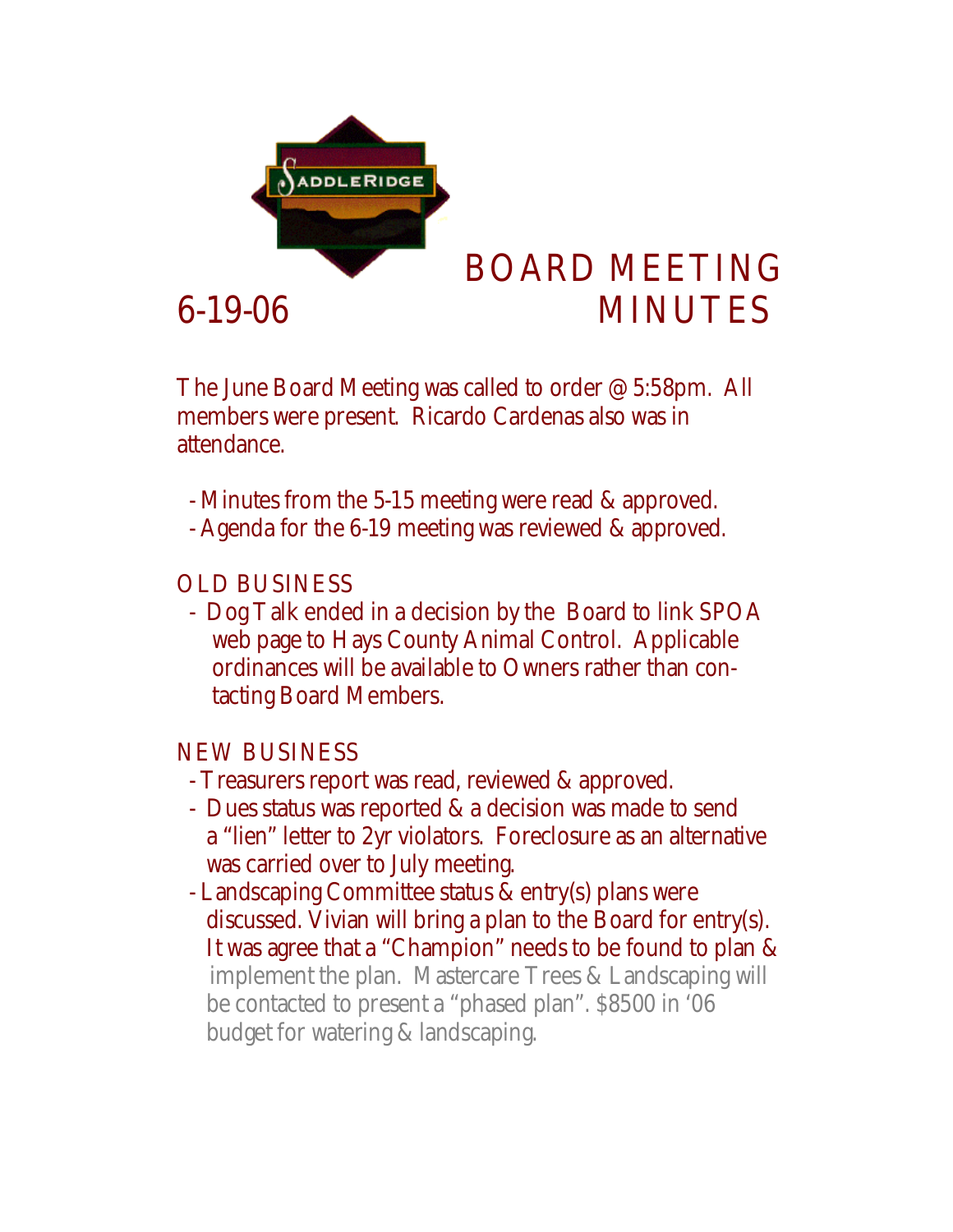# BOARD MEETING MINUTES

6-19-06

The June Board Meeting was called to order @ 5:58pm. All members were present. Ricardo Cardenas also was in attendance.

- Minutes from the 5-15 meeting were read & approved.
- Agenda for the 6-19 meeting was reviewed & approved.

## OLD BUSINESS

- Dog Talk ended in a decision by the Board to link SPOA web page to Hays County Animal Control. Applicable ordinances will be available to Owners rather than contacting Board Members.

## NEW BUSINESS

- Treasurers report was read, reviewed & approved.
- Dues status was reported & a decision was made to send a "lien" letter to 2yr violators. Foreclosure as an alternative was carried over to July meeting.
- Landscaping Committee status & entry(s) plans were discussed. Vivian will bring a plan to the Board for entry(s). It was agree that a "Champion" needs to be found to plan & implement the plan. Mastercare Trees & Landscaping will be contacted to present a "phased plan". $8500 in '06 budget for watering & landscaping.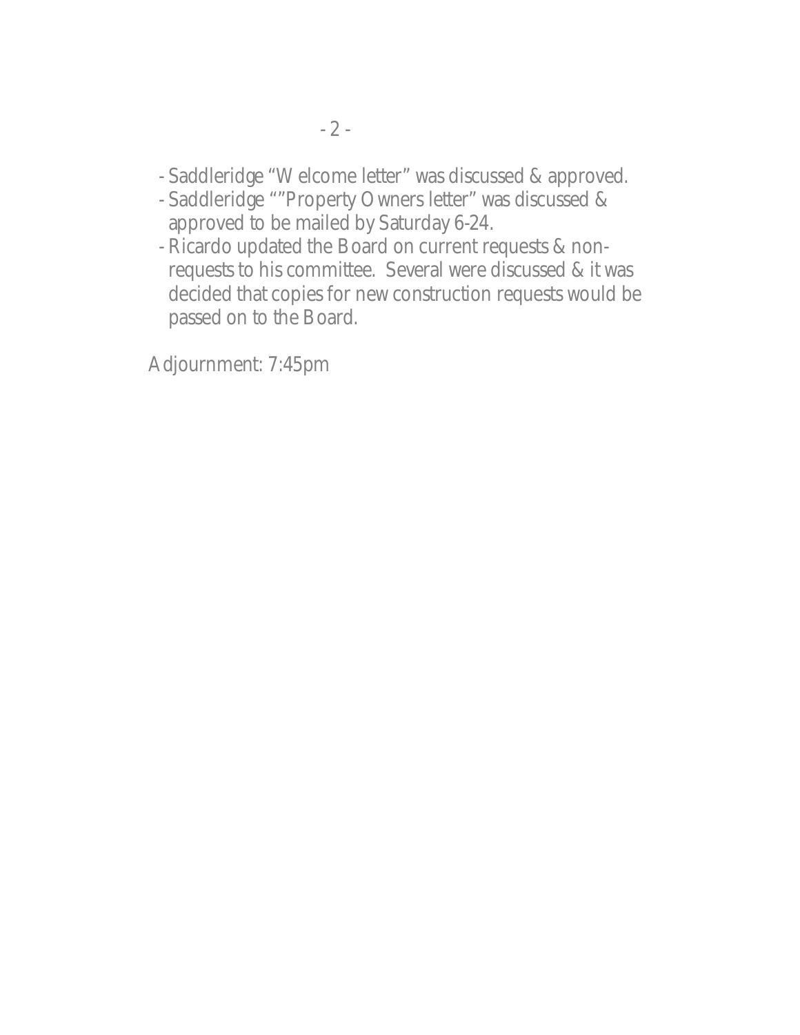- Saddleridge "W elcome letter" was discussed & approved.
- Saddleridge ""Property O wners letter" was discussed & approved to be mailed by Saturday 6-24.
- Ricardo updated the Board on current requests & non-requests to his committee. Several were discussed & it was decided that copies for new construction requests would be passed on to the Board.

Adjournment: 7:45pm